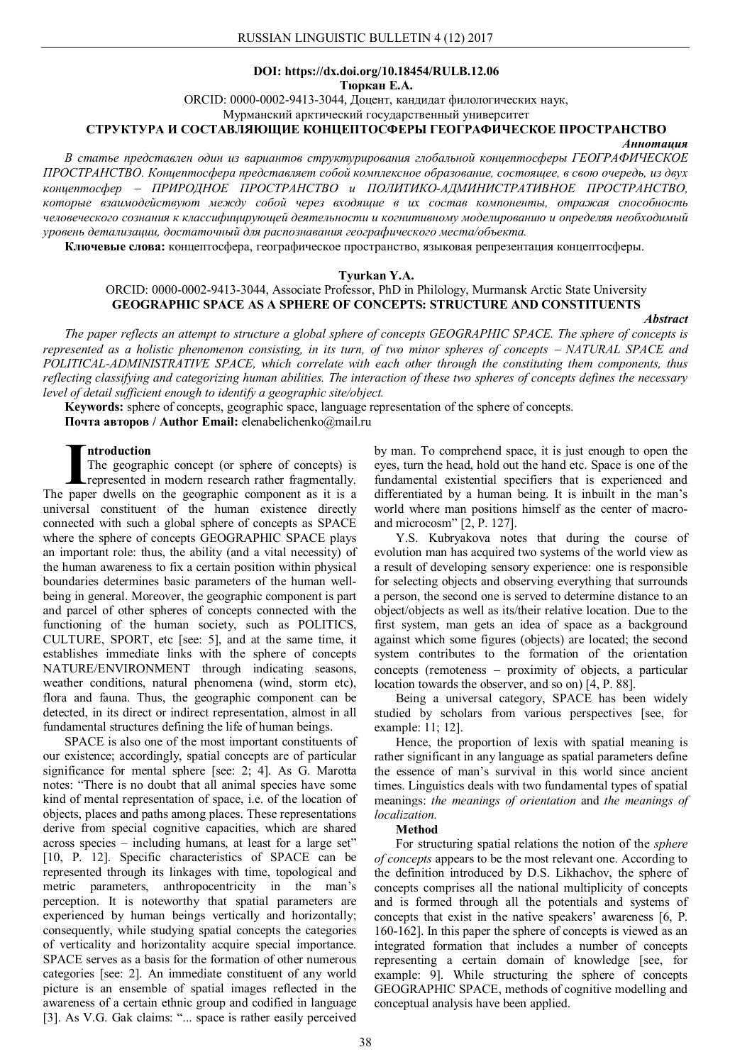**DOI: https://dx.doi.org/10.18454/RULB.12.06**

**Тюркан Е.А.**

ORCID: 0000-0002-9413-3044, Доцент, кандидат филологических наук,

Мурманский арктический государственный университет

**СТРУКТУРА И СОСТАВЛЯЮЩИЕ КОНЦЕПТОСФЕРЫ ГЕОГРАФИЧЕСКОЕ ПРОСТРАНСТВО**

***Аннотация***

*В статье представлен один из вариантов структурирования глобальной концептосферы ГЕОГРАФИЧЕСКОЕ ПРОСТРАНСТВО. Концептосфера представляет собой комплексное образование, состоящее, в свою очередь, из двух концептосфер – ПРИРОДНОЕ ПРОСТРАНСТВО и ПОЛИТИКО-АДМИНИСТРАТИВНОЕ ПРОСТРАНСТВО, которые взаимодействуют между собой через входящие в их состав компоненты, отражая способность человеческого сознания к классифицирующей деятельности и когнитивному моделированию и определяя необходимый уровень детализации, достаточный для распознавания географического места/объекта.*

**Ключевые слова:** концептосфера, географическое пространство, языковая репрезентация концептосферы.

**Tyurkan Y.A.**

ORCID: 0000-0002-9413-3044, Associate Professor, PhD in Philology, Murmansk Arctic State University

**GEOGRAPHIC SPACE AS A SPHERE OF CONCEPTS: STRUCTURE AND CONSTITUENTS**

***Abstract***

*The paper reflects an attempt to structure a global sphere of concepts GEOGRAPHIC SPACE. The sphere of concepts is represented as a holistic phenomenon consisting, in its turn, of two minor spheres of concepts – NATURAL SPACE and POLITICAL-ADMINISTRATIVE SPACE, which correlate with each other through the constituting them components, thus reflecting classifying and categorizing human abilities. The interaction of these two spheres of concepts defines the necessary level of detail sufficient enough to identify a geographic site/object.*

**Keywords:** sphere of concepts, geographic space, language representation of the sphere of concepts.

**Почта авторов / Author Email:** elenabelichenko@mail.ru

**Introduction**

The geographic concept (or sphere of concepts) is represented in modern research rather fragmentally. The paper dwells on the geographic component as it is a universal constituent of the human existence directly connected with such a global sphere of concepts as SPACE where the sphere of concepts GEOGRAPHIC SPACE plays an important role: thus, the ability (and a vital necessity) of the human awareness to fix a certain position within physical boundaries determines basic parameters of the human well-being in general. Moreover, the geographic component is part and parcel of other spheres of concepts connected with the functioning of the human society, such as POLITICS, CULTURE, SPORT, etc [see: 5], and at the same time, it establishes immediate links with the sphere of concepts NATURE/ENVIRONMENT through indicating seasons, weather conditions, natural phenomena (wind, storm etc), flora and fauna. Thus, the geographic component can be detected, in its direct or indirect representation, almost in all fundamental structures defining the life of human beings.

SPACE is also one of the most important constituents of our existence; accordingly, spatial concepts are of particular significance for mental sphere [see: 2; 4]. As G. Marotta notes: "There is no doubt that all animal species have some kind of mental representation of space, i.e. of the location of objects, places and paths among places. These representations derive from special cognitive capacities, which are shared across species – including humans, at least for a large set" [10, P. 12]. Specific characteristics of SPACE can be represented through its linkages with time, topological and metric parameters, anthropocentricity in the man's perception. It is noteworthy that spatial parameters are experienced by human beings vertically and horizontally; consequently, while studying spatial concepts the categories of verticality and horizontality acquire special importance. SPACE serves as a basis for the formation of other numerous categories [see: 2]. An immediate constituent of any world picture is an ensemble of spatial images reflected in the awareness of a certain ethnic group and codified in language [3]. As V.G. Gak claims: "... space is rather easily perceived by man. To comprehend space, it is just enough to open the eyes, turn the head, hold out the hand etc. Space is one of the fundamental existential specifiers that is experienced and differentiated by a human being. It is inbuilt in the man's world where man positions himself as the center of macro- and microcosm" [2, P. 127].

Y.S. Kubryakova notes that during the course of evolution man has acquired two systems of the world view as a result of developing sensory experience: one is responsible for selecting objects and observing everything that surrounds a person, the second one is served to determine distance to an object/objects as well as its/their relative location. Due to the first system, man gets an idea of space as a background against which some figures (objects) are located; the second system contributes to the formation of the orientation concepts (remoteness – proximity of objects, a particular location towards the observer, and so on) [4, P. 88].

Being a universal category, SPACE has been widely studied by scholars from various perspectives [see, for example: 11; 12].

Hence, the proportion of lexis with spatial meaning is rather significant in any language as spatial parameters define the essence of man's survival in this world since ancient times. Linguistics deals with two fundamental types of spatial meanings: *the meanings of orientation* and *the meanings of localization.*

**Method**

For structuring spatial relations the notion of the *sphere of concepts* appears to be the most relevant one. According to the definition introduced by D.S. Likhachov, the sphere of concepts comprises all the national multiplicity of concepts and is formed through all the potentials and systems of concepts that exist in the native speakers' awareness [6, P. 160-162]. In this paper the sphere of concepts is viewed as an integrated formation that includes a number of concepts representing a certain domain of knowledge [see, for example: 9]. While structuring the sphere of concepts GEOGRAPHIC SPACE, methods of cognitive modelling and conceptual analysis have been applied.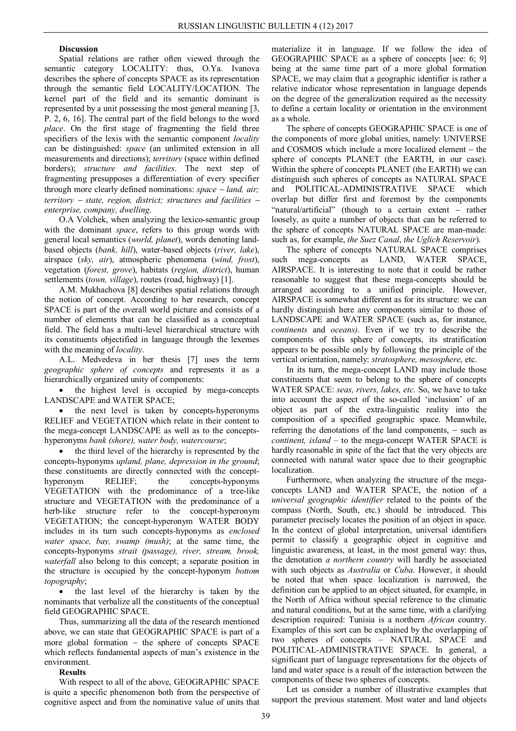**Discussion**

Spatial relations are rather often viewed through the semantic category LOCALITY: thus, O.Ya. Ivanova describes the sphere of concepts SPACE as its representation through the semantic field LOCALITY/LOCATION. The kernel part of the field and its semantic dominant is represented by a unit possessing the most general meaning [3, P. 2, 6, 16]. The central part of the field belongs to the word *place*. On the first stage of fragmenting the field three specifiers of the lexis with the semantic component *locality* can be distinguished: *space* (an unlimited extension in all measurements and directions); *territory* (space within defined borders); *structure and facilities*. The next step of fragmenting presupposes a differentiation of every specifier through more clearly defined nominations: *space – land, air; territory – state, region, district; structures and facilities – enterprise, company, dwelling*.

O.A Volchek, when analyzing the lexico-semantic group with the dominant *space*, refers to this group words with general local semantics (*world, planet*), words denoting land-based objects (*bank, hill*), water-based objects (*river, lake*), airspace (*sky, air*), atmospheric phenomena (*wind, frost*), vegetation (*forest, grove*), habitats (*region, district*), human settlements (*town, village*), routes (road, highway) [1].

A.M. Mukhachova [8] describes spatial relations through the notion of concept. According to her research, concept SPACE is part of the overall world picture and consists of a number of elements that can be classified as a conceptual field. The field has a multi-level hierarchical structure with its constituents objectified in language through the lexemes with the meaning of *locality*.

A.L. Medvedeva in her thesis [7] uses the term *geographic sphere of concepts* and represents it as a hierarchically organized unity of components:

- the highest level is occupied by mega-concepts LANDSCAPE and WATER SPACE;
- the next level is taken by concepts-hyperonyms RELIEF and VEGETATION which relate in their content to the mega-concept LANDSCAPE as well as to the concepts-hyperonyms *bank (shore), water body, watercourse*;
- the third level of the hierarchy is represented by the concepts-hyponyms *upland, plane, depression in the ground*; these constituents are directly connected with the concept-hyperonym RELIEF; the concepts-hyponyms VEGETATION with the predominance of a tree-like structure and VEGETATION with the predominance of a herb-like structure refer to the concept-hyperonym VEGETATION; the concept-hyperonym WATER BODY includes in its turn such concepts-hyponyms as *enclosed water space, bay, swamp (mush)*; at the same time, the concepts-hyponyms *strait (passage), river, stream, brook, waterfall* also belong to this concept; a separate position in the structure is occupied by the concept-hyponym *bottom topography*;
- the last level of the hierarchy is taken by the nominants that verbalize all the constituents of the conceptual field GEOGRAPHIC SPACE.

Thus, summarizing all the data of the research mentioned above, we can state that GEOGRAPHIC SPACE is part of a more global formation – the sphere of concepts SPACE which reflects fundamental aspects of man's existence in the environment.

**Results**

With respect to all of the above, GEOGRAPHIC SPACE is quite a specific phenomenon both from the perspective of cognitive aspect and from the nominative value of units that materialize it in language. If we follow the idea of GEOGRAPHIC SPACE as a sphere of concepts [see: 6; 9] being at the same time part of a more global formation SPACE, we may claim that a geographic identifier is rather a relative indicator whose representation in language depends on the degree of the generalization required as the necessity to define a certain locality or orientation in the environment as a whole.

The sphere of concepts GEOGRAPHIC SPACE is one of the components of more global unities, namely: UNIVERSE and COSMOS which include a more localized element – the sphere of concepts PLANET (the EARTH, in our case). Within the sphere of concepts PLANET (the EARTH) we can distinguish such spheres of concepts as NATURAL SPACE and POLITICAL-ADMINISTRATIVE SPACE which overlap but differ first and foremost by the components "natural/artificial" (though to a certain extent – rather loosely, as quite a number of objects that can be referred to the sphere of concepts NATURAL SPACE are man-made: such as, for example, *the Suez Canal*, *the Uglich Reservoir*).

The sphere of concepts NATURAL SPACE comprises such mega-concepts as LAND, WATER SPACE, AIRSPACE. It is interesting to note that it could be rather reasonable to suggest that these mega-concepts should be arranged according to a unified principle. However, AIRSPACE is somewhat different as for its structure: we can hardly distinguish here any components similar to those of LANDSCAPE and WATER SPACE (such as, for instance, *continents* and *oceans)*. Even if we try to describe the components of this sphere of concepts, its stratification appears to be possible only by following the principle of the vertical orientation, namely: *stratosphere, mesosphere*, etc.

In its turn, the mega-concept LAND may include those constituents that seem to belong to the sphere of concepts WATER SPACE: *seas, rivers, lakes, etc.* So, we have to take into account the aspect of the so-called 'inclusion' of an object as part of the extra-linguistic reality into the composition of a specified geographic space. Meanwhile, referring the denotations of the land components, – such as *continent, island* – to the mega-concept WATER SPACE is hardly reasonable in spite of the fact that the very objects are connected with natural water space due to their geographic localization.

Furthermore, when analyzing the structure of the mega-concepts LAND and WATER SPACE, the notion of a *universal geographic identifier* related to the points of the compass (North, South, etc.) should be introduced. This parameter precisely locates the position of an object in space. In the context of global interpretation, universal identifiers permit to classify a geographic object in cognitive and linguistic awareness, at least, in the most general way: thus, the denotation *a northern country* will hardly be associated with such objects as *Australia* or *Cuba*. However, it should be noted that when space localization is narrowed, the definition can be applied to an object situated, for example, in the North of Africa without special reference to the climatic and natural conditions, but at the same time, with a clarifying description required: Tunisia is a northern *African* country. Examples of this sort can be explained by the overlapping of two spheres of concepts – NATURAL SPACE and POLITICAL-ADMINISTRATIVE SPACE. In general, a significant part of language representations for the objects of land and water space is a result of the interaction between the components of these two spheres of concepts.

Let us consider a number of illustrative examples that support the previous statement. Most water and land objects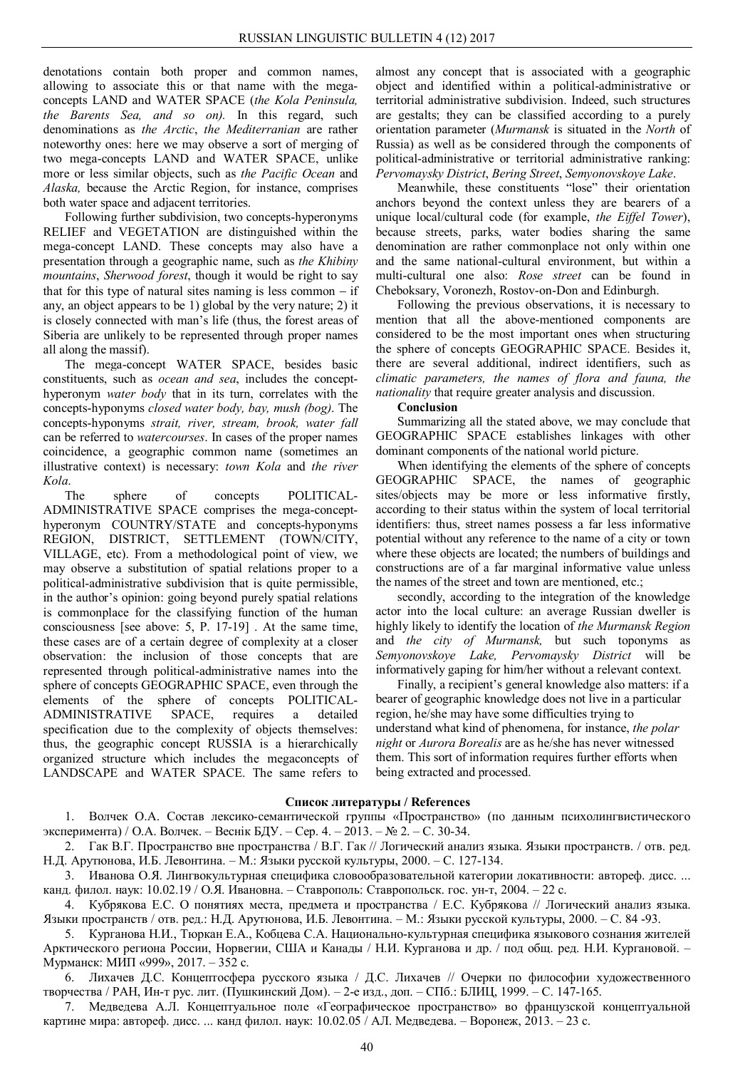denotations contain both proper and common names, allowing to associate this or that name with the mega-concepts LAND and WATER SPACE (*the Kola Peninsula, the Barents Sea, and so on).* In this regard, such denominations as *the Arctic*, *the Mediterranian* are rather noteworthy ones: here we may observe a sort of merging of two mega-concepts LAND and WATER SPACE, unlike more or less similar objects, such as *the Pacific Ocean* and *Alaska,* because the Arctic Region, for instance, comprises both water space and adjacent territories.

Following further subdivision, two concepts-hyperonyms RELIEF and VEGETATION are distinguished within the mega-concept LAND. These concepts may also have a presentation through a geographic name, such as *the Khibiny mountains*, *Sherwood forest*, though it would be right to say that for this type of natural sites naming is less common – if any, an object appears to be 1) global by the very nature; 2) it is closely connected with man's life (thus, the forest areas of Siberia are unlikely to be represented through proper names all along the massif).

The mega-concept WATER SPACE, besides basic constituents, such as *ocean and sea*, includes the concept-hyperonym *water body* that in its turn, correlates with the concepts-hyponyms *closed water body, bay, mush (bog)*. The concepts-hyponyms *strait, river, stream, brook, water fall* can be referred to *watercourses*. In cases of the proper names coincidence, a geographic common name (sometimes an illustrative context) is necessary: *town Kola* and *the river Kola.*

The sphere of concepts POLITICAL-ADMINISTRATIVE SPACE comprises the mega-concept-hyperonym COUNTRY/STATE and concepts-hyponyms REGION, DISTRICT, SETTLEMENT (TOWN/CITY, VILLAGE, etc). From a methodological point of view, we may observe a substitution of spatial relations proper to a political-administrative subdivision that is quite permissible, in the author's opinion: going beyond purely spatial relations is commonplace for the classifying function of the human consciousness [see above: 5, P. 17-19] . At the same time, these cases are of a certain degree of complexity at a closer observation: the inclusion of those concepts that are represented through political-administrative names into the sphere of concepts GEOGRAPHIC SPACE, even through the elements of the sphere of concepts POLITICAL-ADMINISTRATIVE SPACE, requires a detailed specification due to the complexity of objects themselves: thus, the geographic concept RUSSIA is a hierarchically organized structure which includes the megaconcepts of LANDSCAPE and WATER SPACE. The same refers to almost any concept that is associated with a geographic object and identified within a political-administrative or territorial administrative subdivision. Indeed, such structures are gestalts; they can be classified according to a purely orientation parameter (*Murmansk* is situated in the *North* of Russia) as well as be considered through the components of political-administrative or territorial administrative ranking: *Pervomaysky District*, *Bering Street*, *Semyonovskoye Lake*.

Meanwhile, these constituents "lose" their orientation anchors beyond the context unless they are bearers of a unique local/cultural code (for example, *the Eiffel Tower*), because streets, parks, water bodies sharing the same denomination are rather commonplace not only within one and the same national-cultural environment, but within a multi-cultural one also: *Rose street* can be found in Cheboksary, Voronezh, Rostov-on-Don and Edinburgh.

Following the previous observations, it is necessary to mention that all the above-mentioned components are considered to be the most important ones when structuring the sphere of concepts GEOGRAPHIC SPACE. Besides it, there are several additional, indirect identifiers, such as *climatic parameters, the names of flora and fauna, the nationality* that require greater analysis and discussion.

**Conclusion**

Summarizing all the stated above, we may conclude that GEOGRAPHIC SPACE establishes linkages with other dominant components of the national world picture.

When identifying the elements of the sphere of concepts GEOGRAPHIC SPACE, the names of geographic sites/objects may be more or less informative firstly, according to their status within the system of local territorial identifiers: thus, street names possess a far less informative potential without any reference to the name of a city or town where these objects are located; the numbers of buildings and constructions are of a far marginal informative value unless the names of the street and town are mentioned, etc.;

secondly, according to the integration of the knowledge actor into the local culture: an average Russian dweller is highly likely to identify the location of *the Murmansk Region* and *the city of Murmansk,* but such toponyms as *Semyonovskoye Lake, Pervomaysky District* will be informatively gaping for him/her without a relevant context.

Finally, a recipient's general knowledge also matters: if a bearer of geographic knowledge does not live in a particular region, he/she may have some difficulties trying to understand what kind of phenomena, for instance, *the polar night* or *Aurora Borealis* are as he/she has never witnessed them. This sort of information requires further efforts when being extracted and processed.

## Список литературы / References

1. Волчек О.А. Состав лексико-семантической группы «Пространство» (по данным психолингвистического эксперимента) / О.А. Волчек. – Веснік БДУ. – Сер. 4. – 2013. – № 2. – С. 30-34.
2. Гак В.Г. Пространство вне пространства / В.Г. Гак // Логический анализ языка. Языки пространств. / отв. ред. Н.Д. Арутюнова, И.Б. Левонтина. – М.: Языки русской культуры, 2000. – С. 127-134.
3. Иванова О.Я. Лингвокультурная специфика словообразовательной категории локативности: автореф. дисс. ... канд. филол. наук: 10.02.19 / О.Я. Ивановна. – Ставрополь: Ставропольск. гос. ун-т, 2004. – 22 с.
4. Кубрякова Е.С. О понятиях места, предмета и пространства / Е.С. Кубрякова // Логический анализ языка. Языки пространств / отв. ред.: Н.Д. Арутюнова, И.Б. Левонтина. – М.: Языки русской культуры, 2000. – С. 84 -93.
5. Курганова Н.И., Тюркан Е.А., Кобцева С.А. Национально-культурная специфика языкового сознания жителей Арктического региона России, Норвегии, США и Канады / Н.И. Курганова и др. / под общ. ред. Н.И. Кургановой. – Мурманск: МИП «999», 2017. – 352 с.
6. Лихачев Д.С. Концептосфера русского языка / Д.С. Лихачев // Очерки по философии художественного творчества / РАН, Ин-т рус. лит. (Пушкинский Дом). – 2-е изд., доп. – СПб.: БЛИЦ, 1999. – С. 147-165.
7. Медведева А.Л. Концептуальное поле «Географическое пространство» во французской концептуальной картине мира: автореф. дисс. ... канд филол. наук: 10.02.05 / АЛ. Медведева. – Воронеж, 2013. – 23 с.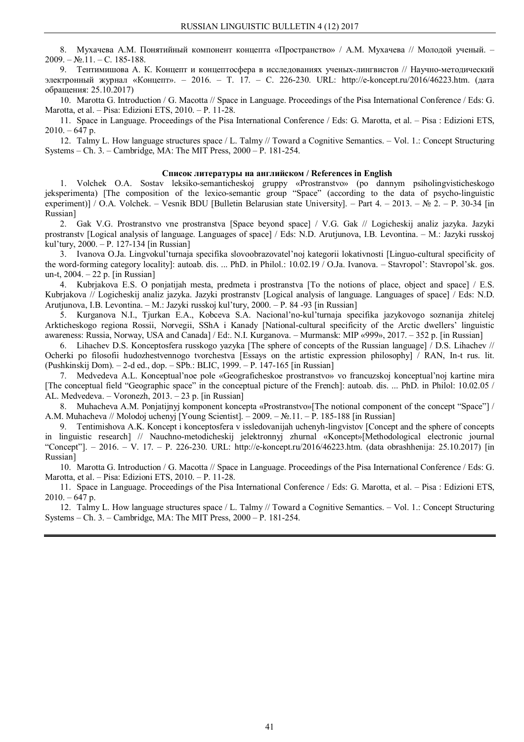8. Мухачева А.М. Понятийный компонент концепта «Пространство» / А.М. Мухачева // Молодой ученый. – 2009. – №.11. – С. 185-188.

9. Тентимишова А. К. Концепт и концептосфера в исследованиях ученых-лингвистов // Научно-методический электронный журнал «Концепт». – 2016. – Т. 17. – С. 226-230. URL: http://e-koncept.ru/2016/46223.htm. (дата обращения: 25.10.2017)

10. Marotta G. Introduction / G. Macotta // Space in Language. Proceedings of the Pisa International Conference / Eds: G. Marotta, et al. – Pisa: Edizioni ETS, 2010. – P. 11-28.

11. Space in Language. Proceedings of the Pisa International Conference / Eds: G. Marotta, et al. – Pisa : Edizioni ETS, 2010. – 647 p.

12. Talmy L. How language structures space / L. Talmy // Toward a Cognitive Semantics. – Vol. 1.: Concept Structuring Systems – Ch. 3. – Cambridge, MA: The MIT Press, 2000 – P. 181-254.

**Список литературы на английском / References in English**

1. Volchek O.A. Sostav leksiko-semanticheskoj gruppy «Prostranstvo» (po dannym psiholingvisticheskogo jeksperimenta) [The composition of the lexico-semantic group "Space" (according to the data of psycho-linguistic experiment)] / O.A. Volchek. – Vesnik BDU [Bulletin Belarusian state University]. – Part 4. – 2013. – № 2. – P. 30-34 [in Russian]

2. Gak V.G. Prostranstvo vne prostranstva [Space beyond space] / V.G. Gak // Logicheskij analiz jazyka. Jazyki prostranstv [Logical analysis of language. Languages of space] / Eds: N.D. Arutjunova, I.B. Levontina. – M.: Jazyki russkoj kul'tury, 2000. – P. 127-134 [in Russian]

3. Ivanova O.Ja. Lingvokul'turnaja specifika slovoobrazovatel'noj kategorii lokativnosti [Linguo-cultural specificity of the word-forming category locality]: autoab. dis. ... PhD. in Philol.: 10.02.19 / O.Ja. Ivanova. – Stavropol': Stavropol'sk. gos. un-t, 2004. – 22 p. [in Russian]

4. Kubrjakova E.S. O ponjatijah mesta, predmeta i prostranstva [To the notions of place, object and space] / E.S. Kubrjakova // Logicheskij analiz jazyka. Jazyki prostranstv [Logical analysis of language. Languages of space] / Eds: N.D. Arutjunova, I.B. Levontina. – M.: Jazyki russkoj kul'tury, 2000. – P. 84 -93 [in Russian]

5. Kurganova N.I., Tjurkan E.A., Kobceva S.A. Nacional'no-kul'turnaja specifika jazykovogo soznanija zhitelej Arkticheskogo regiona Rossii, Norvegii, SShA i Kanady [National-cultural specificity of the Arctic dwellers' linguistic awareness: Russia, Norway, USA and Canada] / Ed:. N.I. Kurganova. – Murmansk: MIP «999», 2017. – 352 p. [in Russian]

6. Lihachev D.S. Konceptosfera russkogo yazyka [The sphere of concepts of the Russian language] / D.S. Lihachev // Ocherki po filosofii hudozhestvennogo tvorchestva [Essays on the artistic expression philosophy] / RAN, In-t rus. lit. (Pushkinskij Dom). – 2-d ed., dop. – SPb.: BLIC, 1999. – P. 147-165 [in Russian]

7. Medvedeva A.L. Konceptual'noe pole «Geograficheskoe prostranstvo» vo francuzskoj konceptual'noj kartine mira [The conceptual field "Geographic space" in the conceptual picture of the French]: autoab. dis. ... PhD. in Philol: 10.02.05 / AL. Medvedeva. – Voronezh, 2013. – 23 p. [in Russian]

8. Muhacheva A.M. Ponjatijnyj komponent koncepta «Prostranstvo»[The notional component of the concept "Space"] / A.M. Muhacheva // Molodoj uchenyj [Young Scientist]. – 2009. – №.11. – P. 185-188 [in Russian]

9. Tentimishova A.K. Koncept i konceptosfera v issledovanijah uchenyh-lingvistov [Concept and the sphere of concepts in linguistic research] // Nauchno-metodicheskij jelektronnyj zhurnal «Koncept»[Methodological electronic journal "Concept"]. – 2016. – V. 17. – P. 226-230. URL: http://e-koncept.ru/2016/46223.htm. (data obrashhenija: 25.10.2017) [in Russian]

10. Marotta G. Introduction / G. Macotta // Space in Language. Proceedings of the Pisa International Conference / Eds: G. Marotta, et al. – Pisa: Edizioni ETS, 2010. – P. 11-28.

11. Space in Language. Proceedings of the Pisa International Conference / Eds: G. Marotta, et al. – Pisa : Edizioni ETS, 2010. – 647 p.

12. Talmy L. How language structures space / L. Talmy // Toward a Cognitive Semantics. – Vol. 1.: Concept Structuring Systems – Ch. 3. – Cambridge, MA: The MIT Press, 2000 – P. 181-254.